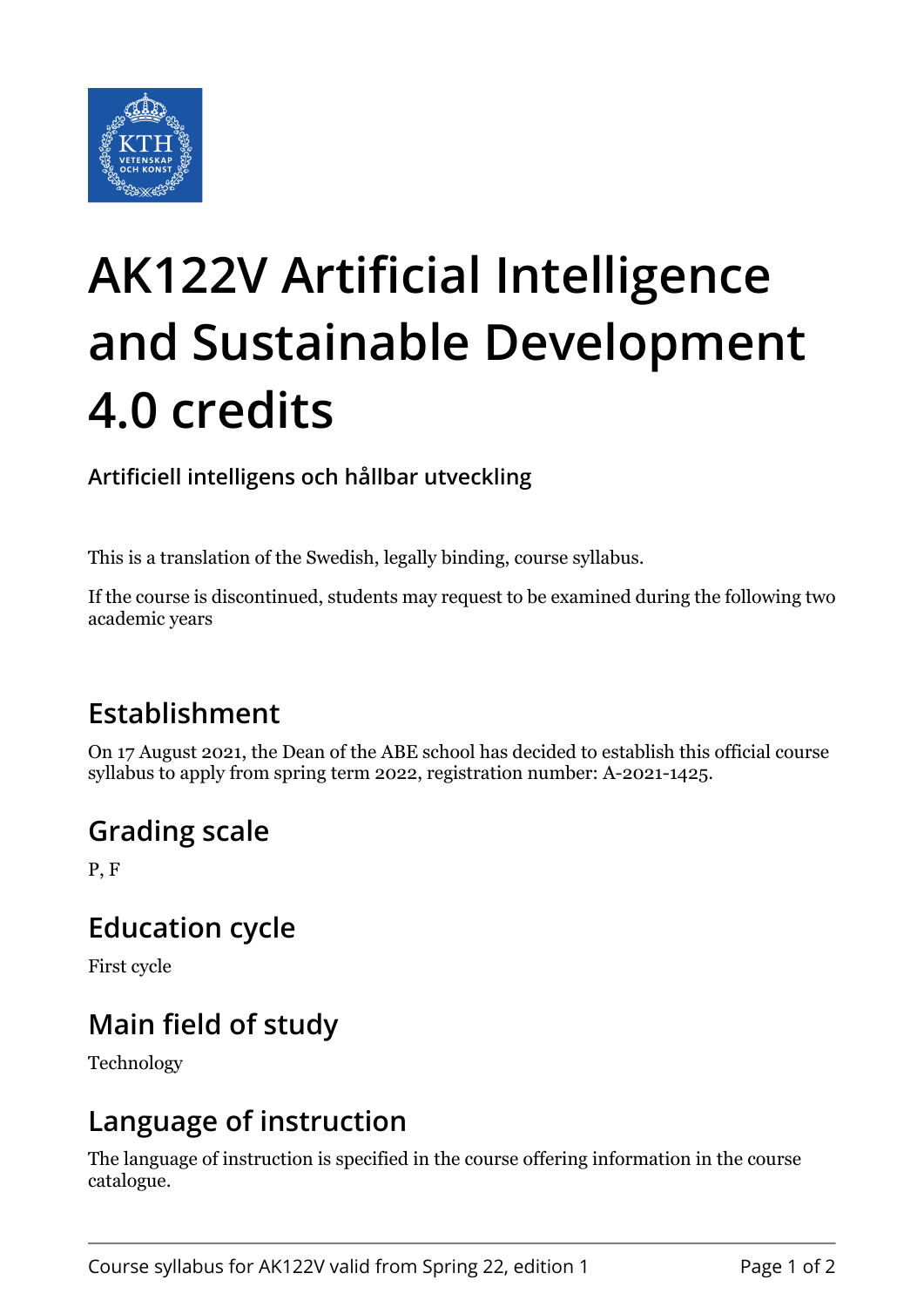# AK122V Artificial Intelligence and Sustainable Development 4.0 credits

**Artificiell intelligens och hållbar utveckling**

This is a translation of the Swedish, legally binding, course syllabus.

If the course is discontinued, students may request to be examined during the following two academic years

## Establishment

On 17 August 2021, the Dean of the ABE school has decided to establish this official course syllabus to apply from spring term 2022, registration number: A-2021-1425.

## Grading scale

P, F

## Education cycle

First cycle

## Main field of study

Technology

## Language of instruction

The language of instruction is specified in the course offering information in the course catalogue.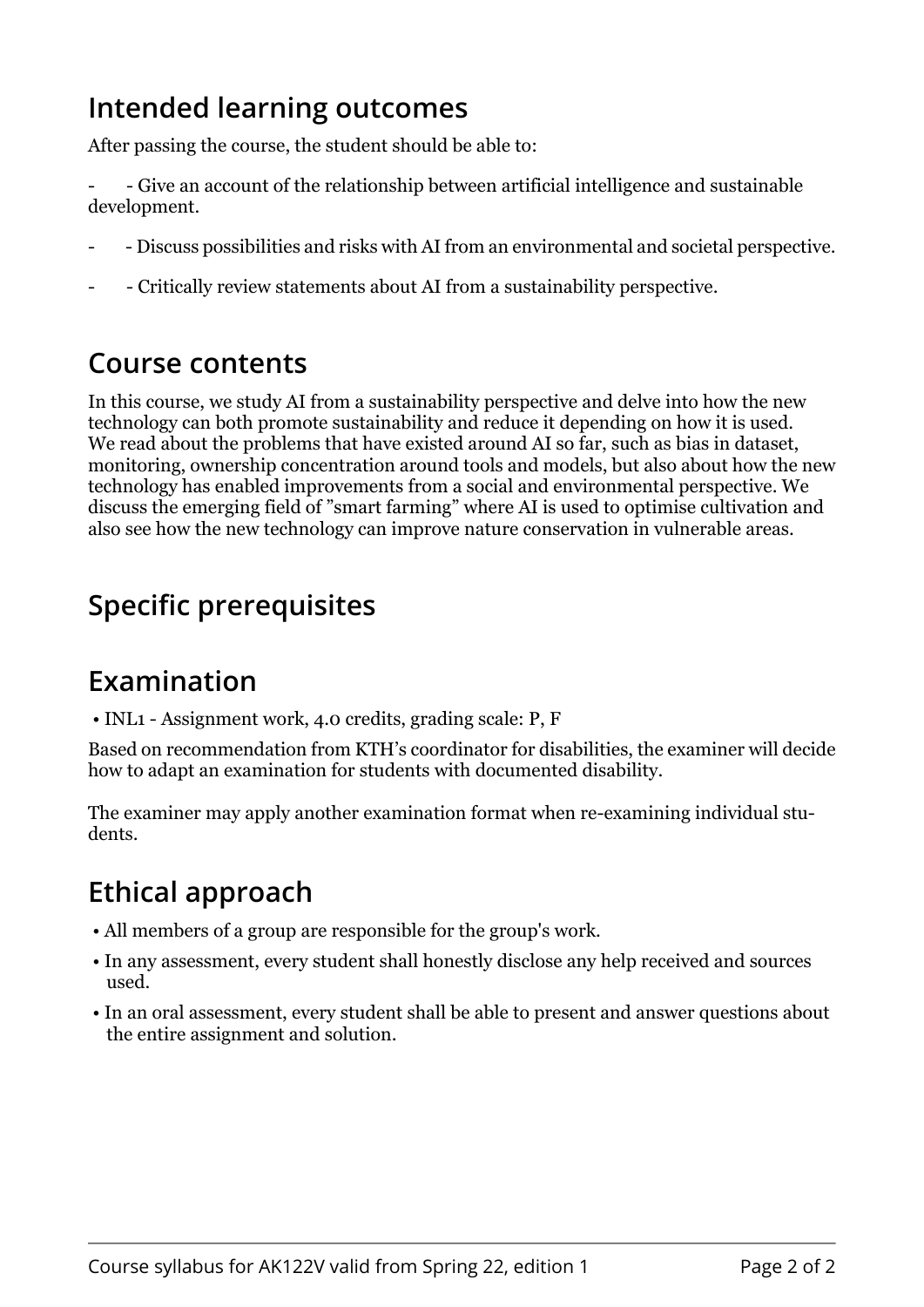## Intended learning outcomes

After passing the course, the student should be able to:

- - Give an account of the relationship between artificial intelligence and sustainable development.

- - Discuss possibilities and risks with AI from an environmental and societal perspective.

- - Critically review statements about AI from a sustainability perspective.

## Course contents

In this course, we study AI from a sustainability perspective and delve into how the new technology can both promote sustainability and reduce it depending on how it is used. We read about the problems that have existed around AI so far, such as bias in dataset, monitoring, ownership concentration around tools and models, but also about how the new technology has enabled improvements from a social and environmental perspective. We discuss the emerging field of "smart farming" where AI is used to optimise cultivation and also see how the new technology can improve nature conservation in vulnerable areas.

## Specific prerequisites

## Examination

- INL1 - Assignment work, 4.0 credits, grading scale: P, F

Based on recommendation from KTH's coordinator for disabilities, the examiner will decide how to adapt an examination for students with documented disability.

The examiner may apply another examination format when re-examining individual students.

## Ethical approach

- All members of a group are responsible for the group's work.
- In any assessment, every student shall honestly disclose any help received and sources used.
- In an oral assessment, every student shall be able to present and answer questions about the entire assignment and solution.